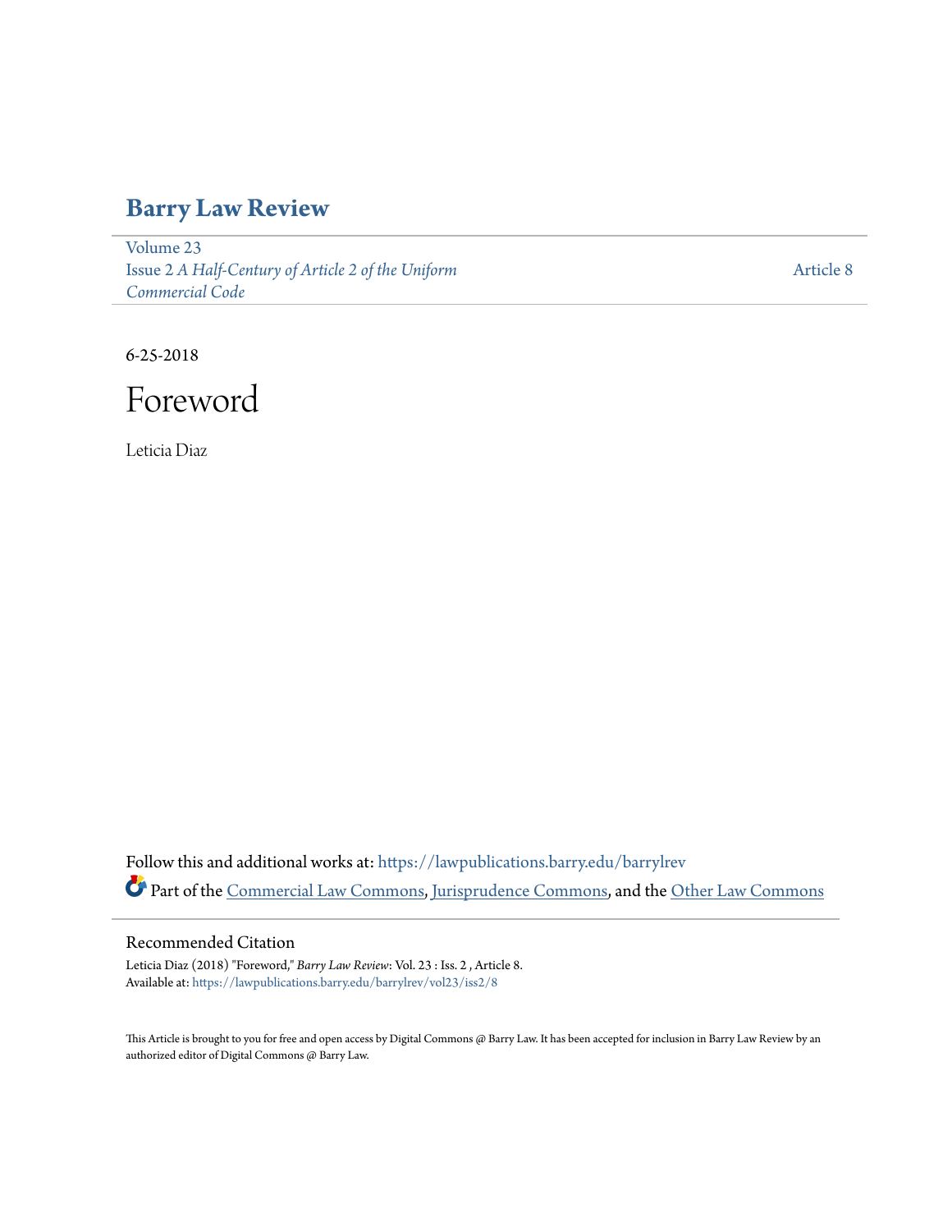# Barry Law Review

Volume 23
Issue 2 *A Half-Century of Article 2 of the Uniform Commercial Code*

Article 8

6-25-2018

# Foreword

Leticia Diaz

Follow this and additional works at: https://lawpublications.barry.edu/barrylrev

Part of the Commercial Law Commons, Jurisprudence Commons, and the Other Law Commons

## Recommended Citation

Leticia Diaz (2018) "Foreword," *Barry Law Review*: Vol. 23 : Iss. 2 , Article 8.
Available at: https://lawpublications.barry.edu/barrylrev/vol23/iss2/8

This Article is brought to you for free and open access by Digital Commons @ Barry Law. It has been accepted for inclusion in Barry Law Review by an authorized editor of Digital Commons @ Barry Law.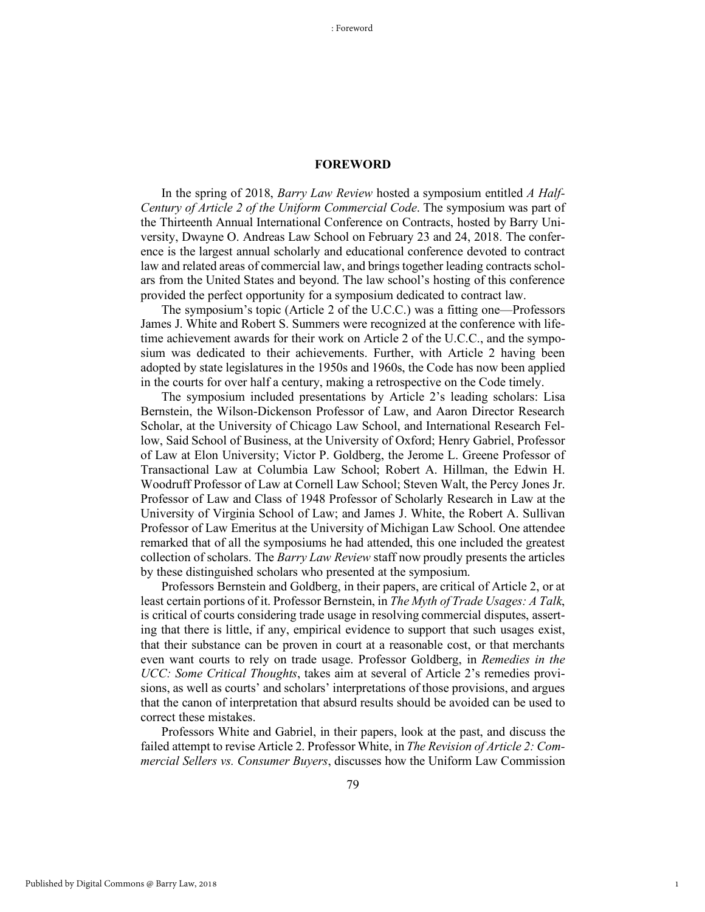## FOREWORD

In the spring of 2018, *Barry Law Review* hosted a symposium entitled *A Half-Century of Article 2 of the Uniform Commercial Code*. The symposium was part of the Thirteenth Annual International Conference on Contracts, hosted by Barry University, Dwayne O. Andreas Law School on February 23 and 24, 2018. The conference is the largest annual scholarly and educational conference devoted to contract law and related areas of commercial law, and brings together leading contracts scholars from the United States and beyond. The law school's hosting of this conference provided the perfect opportunity for a symposium dedicated to contract law.

The symposium's topic (Article 2 of the U.C.C.) was a fitting one—Professors James J. White and Robert S. Summers were recognized at the conference with lifetime achievement awards for their work on Article 2 of the U.C.C., and the symposium was dedicated to their achievements. Further, with Article 2 having been adopted by state legislatures in the 1950s and 1960s, the Code has now been applied in the courts for over half a century, making a retrospective on the Code timely.

The symposium included presentations by Article 2's leading scholars: Lisa Bernstein, the Wilson-Dickenson Professor of Law, and Aaron Director Research Scholar, at the University of Chicago Law School, and International Research Fellow, Said School of Business, at the University of Oxford; Henry Gabriel, Professor of Law at Elon University; Victor P. Goldberg, the Jerome L. Greene Professor of Transactional Law at Columbia Law School; Robert A. Hillman, the Edwin H. Woodruff Professor of Law at Cornell Law School; Steven Walt, the Percy Jones Jr. Professor of Law and Class of 1948 Professor of Scholarly Research in Law at the University of Virginia School of Law; and James J. White, the Robert A. Sullivan Professor of Law Emeritus at the University of Michigan Law School. One attendee remarked that of all the symposiums he had attended, this one included the greatest collection of scholars. The *Barry Law Review* staff now proudly presents the articles by these distinguished scholars who presented at the symposium.

Professors Bernstein and Goldberg, in their papers, are critical of Article 2, or at least certain portions of it. Professor Bernstein, in *The Myth of Trade Usages: A Talk*, is critical of courts considering trade usage in resolving commercial disputes, asserting that there is little, if any, empirical evidence to support that such usages exist, that their substance can be proven in court at a reasonable cost, or that merchants even want courts to rely on trade usage. Professor Goldberg, in *Remedies in the UCC: Some Critical Thoughts*, takes aim at several of Article 2's remedies provisions, as well as courts' and scholars' interpretations of those provisions, and argues that the canon of interpretation that absurd results should be avoided can be used to correct these mistakes.

Professors White and Gabriel, in their papers, look at the past, and discuss the failed attempt to revise Article 2. Professor White, in *The Revision of Article 2: Commercial Sellers vs. Consumer Buyers*, discusses how the Uniform Law Commission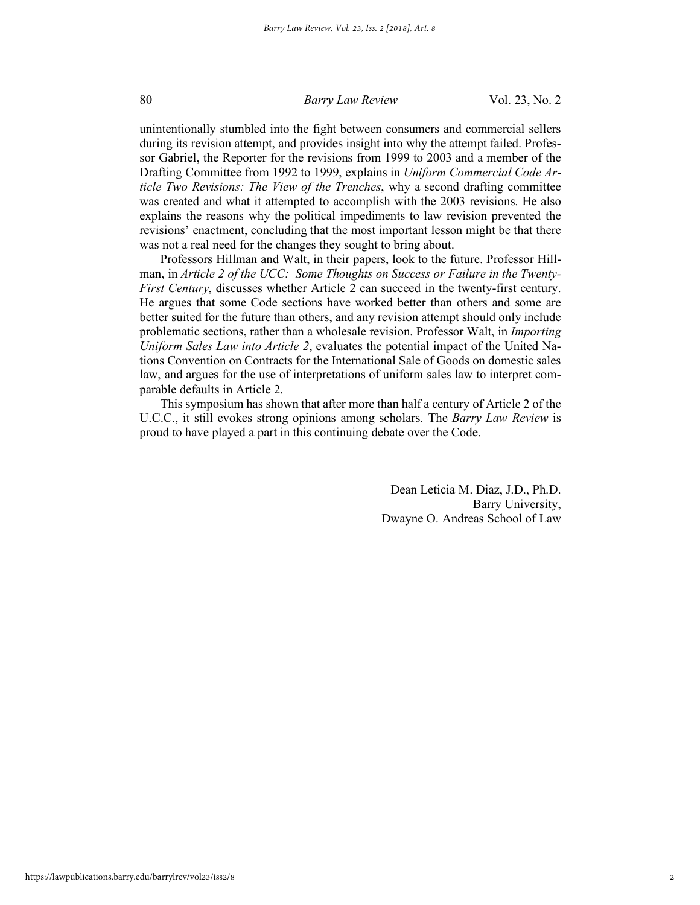unintentionally stumbled into the fight between consumers and commercial sellers during its revision attempt, and provides insight into why the attempt failed. Professor Gabriel, the Reporter for the revisions from 1999 to 2003 and a member of the Drafting Committee from 1992 to 1999, explains in *Uniform Commercial Code Article Two Revisions: The View of the Trenches*, why a second drafting committee was created and what it attempted to accomplish with the 2003 revisions. He also explains the reasons why the political impediments to law revision prevented the revisions' enactment, concluding that the most important lesson might be that there was not a real need for the changes they sought to bring about.

Professors Hillman and Walt, in their papers, look to the future. Professor Hillman, in *Article 2 of the UCC: Some Thoughts on Success or Failure in the Twenty-First Century*, discusses whether Article 2 can succeed in the twenty-first century. He argues that some Code sections have worked better than others and some are better suited for the future than others, and any revision attempt should only include problematic sections, rather than a wholesale revision. Professor Walt, in *Importing Uniform Sales Law into Article 2*, evaluates the potential impact of the United Nations Convention on Contracts for the International Sale of Goods on domestic sales law, and argues for the use of interpretations of uniform sales law to interpret comparable defaults in Article 2.

This symposium has shown that after more than half a century of Article 2 of the U.C.C., it still evokes strong opinions among scholars. The *Barry Law Review* is proud to have played a part in this continuing debate over the Code.

Dean Leticia M. Diaz, J.D., Ph.D.
Barry University,
Dwayne O. Andreas School of Law